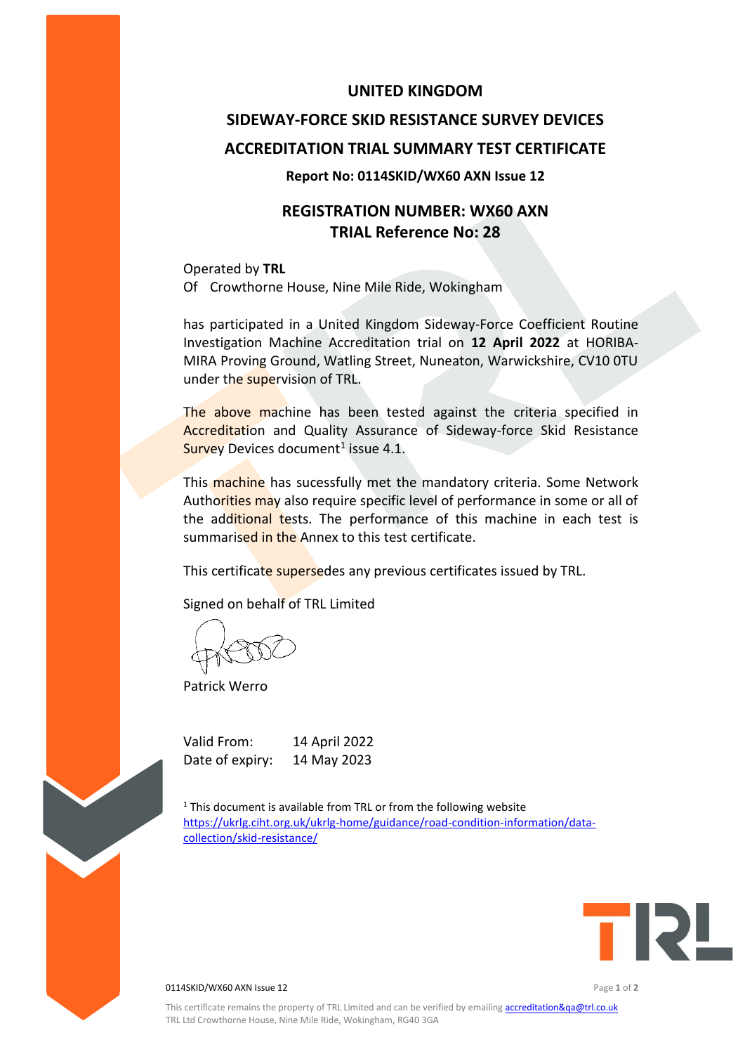# UNITED KINGDOM

# SIDEWAY-FORCE SKID RESISTANCE SURVEY DEVICES

# ACCREDITATION TRIAL SUMMARY TEST CERTIFICATE

**Report No: 0114SKID/WX60 AXN Issue 12**

## REGISTRATION NUMBER: WX60 AXN
## TRIAL Reference No: 28

Operated by **TRL**
Of  Crowthorne House, Nine Mile Ride, Wokingham

has participated in a United Kingdom Sideway-Force Coefficient Routine Investigation Machine Accreditation trial on **12 April 2022** at HORIBA-MIRA Proving Ground, Watling Street, Nuneaton, Warwickshire, CV10 0TU under the supervision of TRL.

The above machine has been tested against the criteria specified in Accreditation and Quality Assurance of Sideway-force Skid Resistance Survey Devices document[1] issue 4.1.

This machine has sucessfully met the mandatory criteria. Some Network Authorities may also require specific level of performance in some or all of the additional tests. The performance of this machine in each test is summarised in the Annex to this test certificate.

This certificate supersedes any previous certificates issued by TRL.

Signed on behalf of TRL Limited

Patrick Werro

Valid From: 14 April 2022
Date of expiry: 14 May 2023

[1] This document is available from TRL or from the following website https://ukrlg.ciht.org.uk/ukrlg-home/guidance/road-condition-information/data-collection/skid-resistance/

0114SKID/WX60 AXN Issue 12

This certificate remains the property of TRL Limited and can be verified by emailing accreditation&qa@trl.co.uk
TRL Ltd Crowthorne House, Nine Mile Ride, Wokingham, RG40 3GA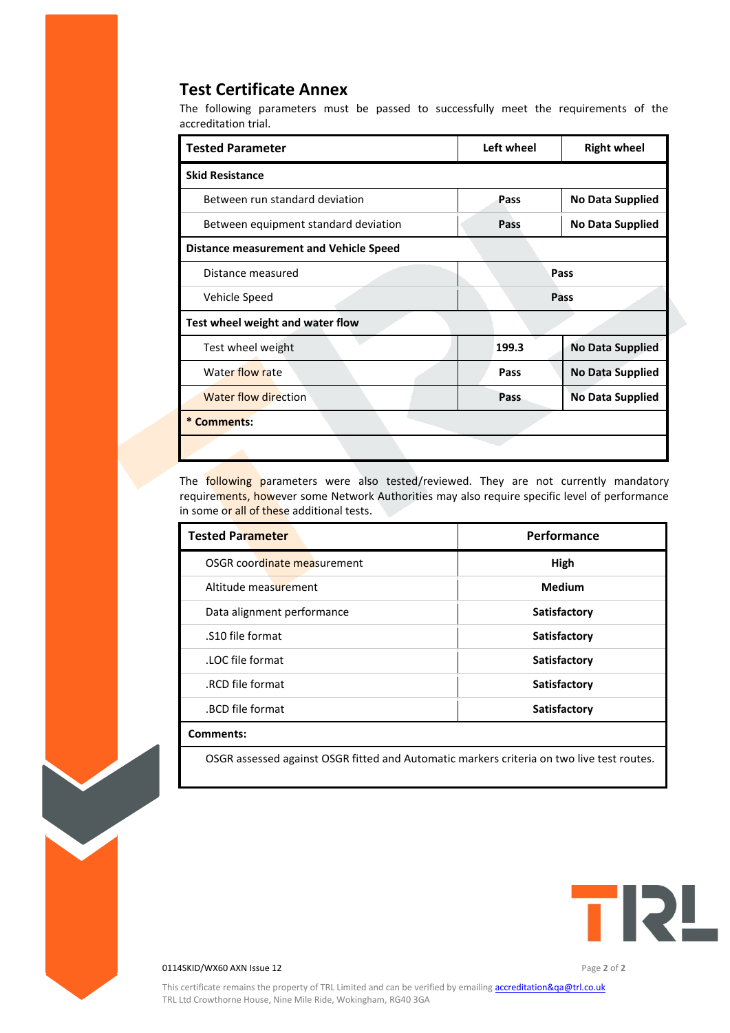# Test Certificate Annex

The following parameters must be passed to successfully meet the requirements of the accreditation trial.

| Tested Parameter | Left wheel | Right wheel |
|---|---|---|
| **Skid Resistance** | | |
| Between run standard deviation | **Pass** | **No Data Supplied** |
| Between equipment standard deviation | **Pass** | **No Data Supplied** |
| **Distance measurement and Vehicle Speed** | | |
| Distance measured | **Pass** | |
| Vehicle Speed | **Pass** | |
| **Test wheel weight and water flow** | | |
| Test wheel weight | **199.3** | **No Data Supplied** |
| Water flow rate | **Pass** | **No Data Supplied** |
| Water flow direction | **Pass** | **No Data Supplied** |
| *** Comments:** | | |

The following parameters were also tested/reviewed. They are not currently mandatory requirements, however some Network Authorities may also require specific level of performance in some or all of these additional tests.

| Tested Parameter | Performance |
|---|---|
| OSGR coordinate measurement | **High** |
| Altitude measurement | **Medium** |
| Data alignment performance | **Satisfactory** |
| .S10 file format | **Satisfactory** |
| .LOC file format | **Satisfactory** |
| .RCD file format | **Satisfactory** |
| .BCD file format | **Satisfactory** |
| **Comments:** | |
| OSGR assessed against OSGR fitted and Automatic markers criteria on two live test routes. | |

0114SKID/WX60 AXN Issue 12

This certificate remains the property of TRL Limited and can be verified by emailing accreditation&qa@trl.co.uk
TRL Ltd Crowthorne House, Nine Mile Ride, Wokingham, RG40 3GA